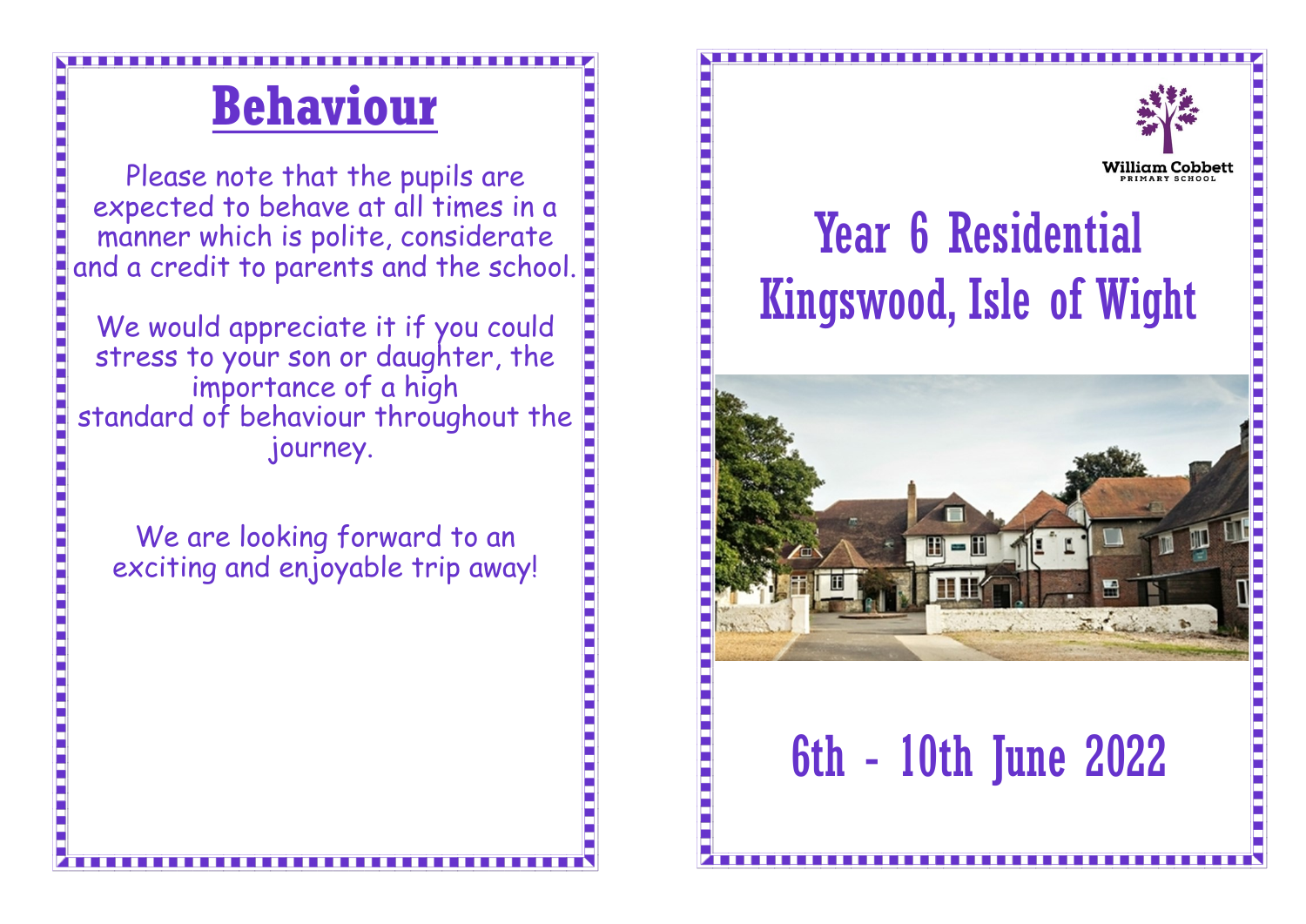# Behaviour

Please note that the pupils are expected to behave at all times in a manner which is polite, considerate and a credit to parents and the school.

We would appreciate it if you could stress to your son or daughter, the importance of a high standard of behaviour throughout the journey.

We are looking forward to an exciting and enjoyable trip away!

William Cobbett
PRIMARY SCHOOL

# Year 6 Residential
# Kingswood, Isle of Wight

## 6th - 10th June 2022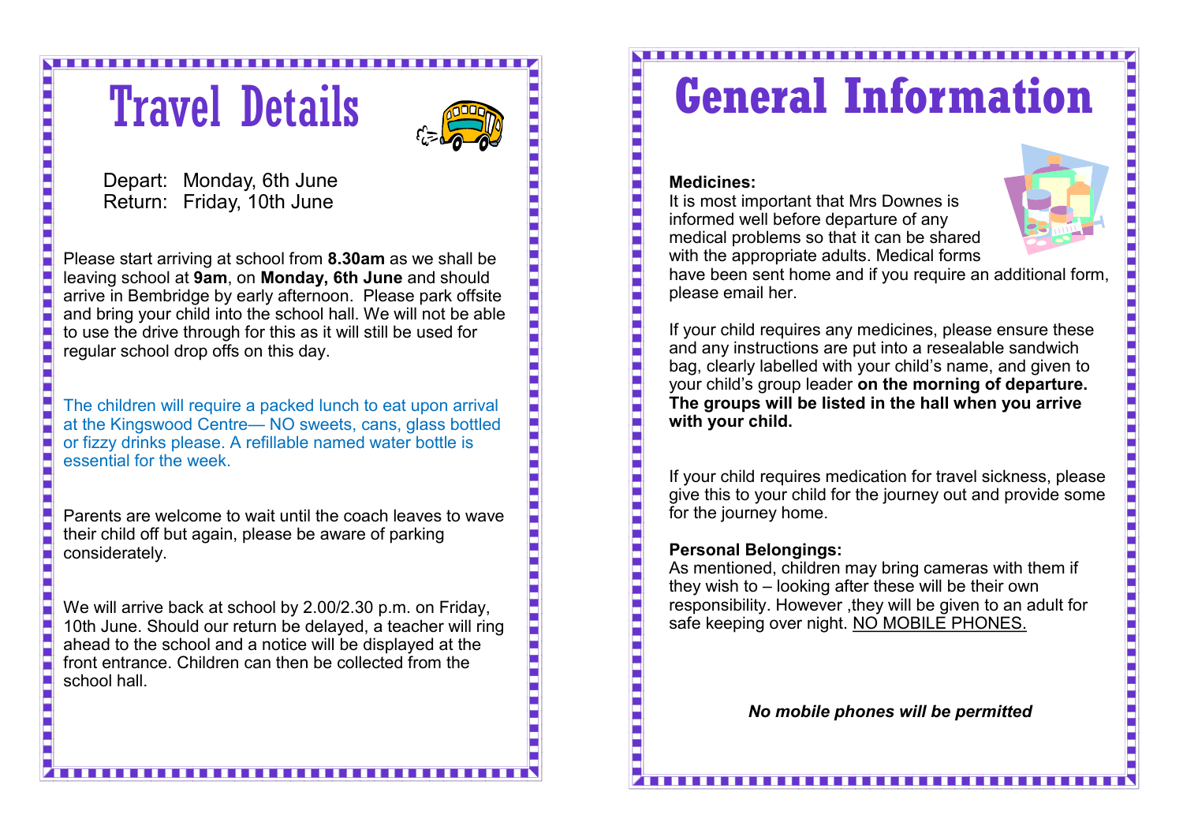# Travel Details

Depart: Monday, 6th June
Return: Friday, 10th June

Please start arriving at school from **8.30am** as we shall be leaving school at **9am**, on **Monday, 6th June** and should arrive in Bembridge by early afternoon. Please park offsite and bring your child into the school hall. We will not be able to use the drive through for this as it will still be used for regular school drop offs on this day.

The children will require a packed lunch to eat upon arrival at the Kingswood Centre— NO sweets, cans, glass bottled or fizzy drinks please. A refillable named water bottle is essential for the week.

Parents are welcome to wait until the coach leaves to wave their child off but again, please be aware of parking considerately.

We will arrive back at school by 2.00/2.30 p.m. on Friday, 10th June. Should our return be delayed, a teacher will ring ahead to the school and a notice will be displayed at the front entrance. Children can then be collected from the school hall.

# General Information

**Medicines:**
It is most important that Mrs Downes is informed well before departure of any medical problems so that it can be shared with the appropriate adults. Medical forms have been sent home and if you require an additional form, please email her.

If your child requires any medicines, please ensure these and any instructions are put into a resealable sandwich bag, clearly labelled with your child's name, and given to your child's group leader **on the morning of departure. The groups will be listed in the hall when you arrive with your child.**

If your child requires medication for travel sickness, please give this to your child for the journey out and provide some for the journey home.

**Personal Belongings:**
As mentioned, children may bring cameras with them if they wish to – looking after these will be their own responsibility. However ,they will be given to an adult for safe keeping over night. <u>NO MOBILE PHONES.</u>

***No mobile phones will be permitted***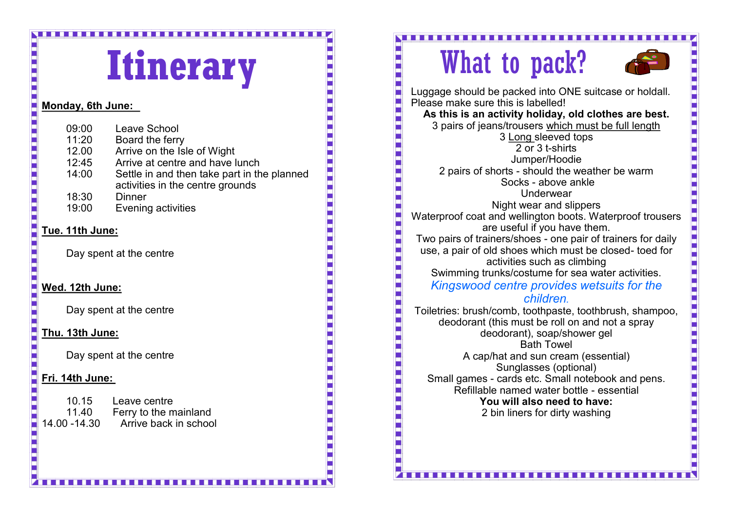# Itinerary

**Monday, 6th June:**

| | |
|---|---|
| 09:00 | Leave School |
| 11:20 | Board the ferry |
| 12.00 | Arrive on the Isle of Wight |
| 12:45 | Arrive at centre and have lunch |
| 14:00 | Settle in and then take part in the planned activities in the centre grounds |
| 18:30 | Dinner |
| 19:00 | Evening activities |

**Tue. 11th June:**

Day spent at the centre

**Wed. 12th June:**

Day spent at the centre

**Thu. 13th June:**

Day spent at the centre

**Fri. 14th June:**

| | |
|---|---|
| 10.15 | Leave centre |
| 11.40 | Ferry to the mainland |
| 14.00 -14.30 | Arrive back in school |

# What to pack?

Luggage should be packed into ONE suitcase or holdall. Please make sure this is labelled!

**As this is an activity holiday, old clothes are best.**

3 pairs of jeans/trousers which must be full length

3 Long sleeved tops

2 or 3 t-shirts

Jumper/Hoodie

2 pairs of shorts - should the weather be warm

Socks - above ankle

Underwear

Night wear and slippers

Waterproof coat and wellington boots. Waterproof trousers are useful if you have them.

Two pairs of trainers/shoes - one pair of trainers for daily use, a pair of old shoes which must be closed- toed for activities such as climbing

Swimming trunks/costume for sea water activities.

*Kingswood centre provides wetsuits for the children.*

Toiletries: brush/comb, toothpaste, toothbrush, shampoo, deodorant (this must be roll on and not a spray deodorant), soap/shower gel

Bath Towel

A cap/hat and sun cream (essential)

Sunglasses (optional)

Small games - cards etc. Small notebook and pens.

Refillable named water bottle - essential

**You will also need to have:**

2 bin liners for dirty washing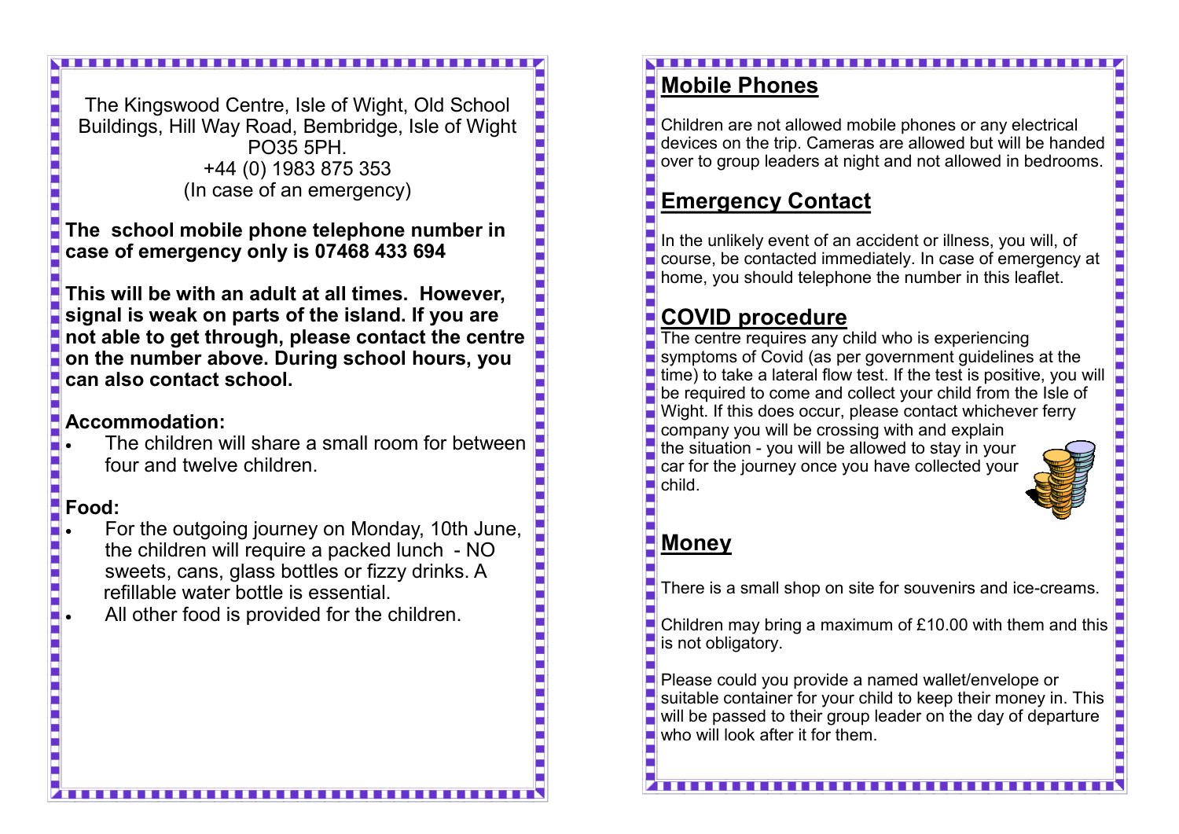The Kingswood Centre, Isle of Wight, Old School Buildings, Hill Way Road, Bembridge, Isle of Wight PO35 5PH.
+44 (0) 1983 875 353
(In case of an emergency)

**The school mobile phone telephone number in case of emergency only is 07468 433 694**

**This will be with an adult at all times. However, signal is weak on parts of the island. If you are not able to get through, please contact the centre on the number above. During school hours, you can also contact school.**

**Accommodation:**

- The children will share a small room for between four and twelve children.

**Food:**

- For the outgoing journey on Monday, 10th June, the children will require a packed lunch - NO sweets, cans, glass bottles or fizzy drinks. A refillable water bottle is essential.
- All other food is provided for the children.

## Mobile Phones

Children are not allowed mobile phones or any electrical devices on the trip. Cameras are allowed but will be handed over to group leaders at night and not allowed in bedrooms.

## Emergency Contact

In the unlikely event of an accident or illness, you will, of course, be contacted immediately. In case of emergency at home, you should telephone the number in this leaflet.

## COVID procedure

The centre requires any child who is experiencing symptoms of Covid (as per government guidelines at the time) to take a lateral flow test. If the test is positive, you will be required to come and collect your child from the Isle of Wight. If this does occur, please contact whichever ferry company you will be crossing with and explain the situation - you will be allowed to stay in your car for the journey once you have collected your child.

## Money

There is a small shop on site for souvenirs and ice-creams.

Children may bring a maximum of £10.00 with them and this is not obligatory.

Please could you provide a named wallet/envelope or suitable container for your child to keep their money in. This will be passed to their group leader on the day of departure who will look after it for them.